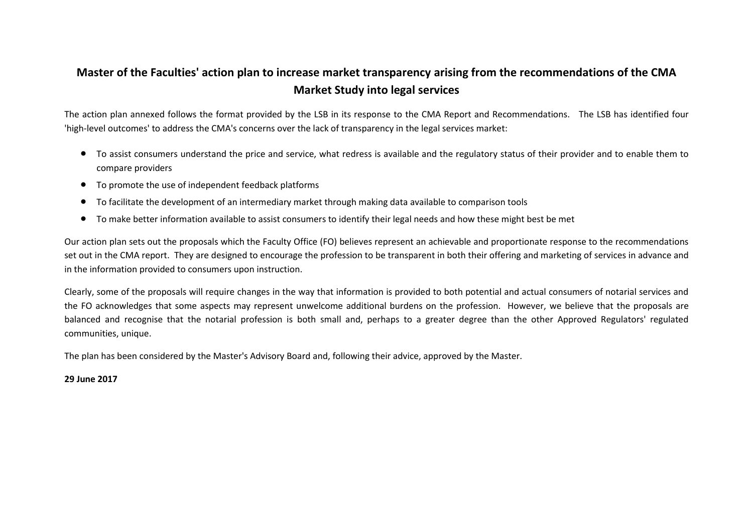# Master of the Faculties' action plan to increase market transparency arising from the recommendations of the CMA Market Study into legal services

The action plan annexed follows the format provided by the LSB in its response to the CMA Report and Recommendations. The LSB has identified four 'high-level outcomes' to address the CMA's concerns over the lack of transparency in the legal services market:

- To assist consumers understand the price and service, what redress is available and the regulatory status of their provider and to enable them to compare providers
- To promote the use of independent feedback platforms
- To facilitate the development of an intermediary market through making data available to comparison tools
- To make better information available to assist consumers to identify their legal needs and how these might best be met

Our action plan sets out the proposals which the Faculty Office (FO) believes represent an achievable and proportionate response to the recommendations set out in the CMA report. They are designed to encourage the profession to be transparent in both their offering and marketing of services in advance and in the information provided to consumers upon instruction.

Clearly, some of the proposals will require changes in the way that information is provided to both potential and actual consumers of notarial services and the FO acknowledges that some aspects may represent unwelcome additional burdens on the profession. However, we believe that the proposals are balanced and recognise that the notarial profession is both small and, perhaps to a greater degree than the other Approved Regulators' regulated communities, unique.

The plan has been considered by the Master's Advisory Board and, following their advice, approved by the Master.

**29 June 2017**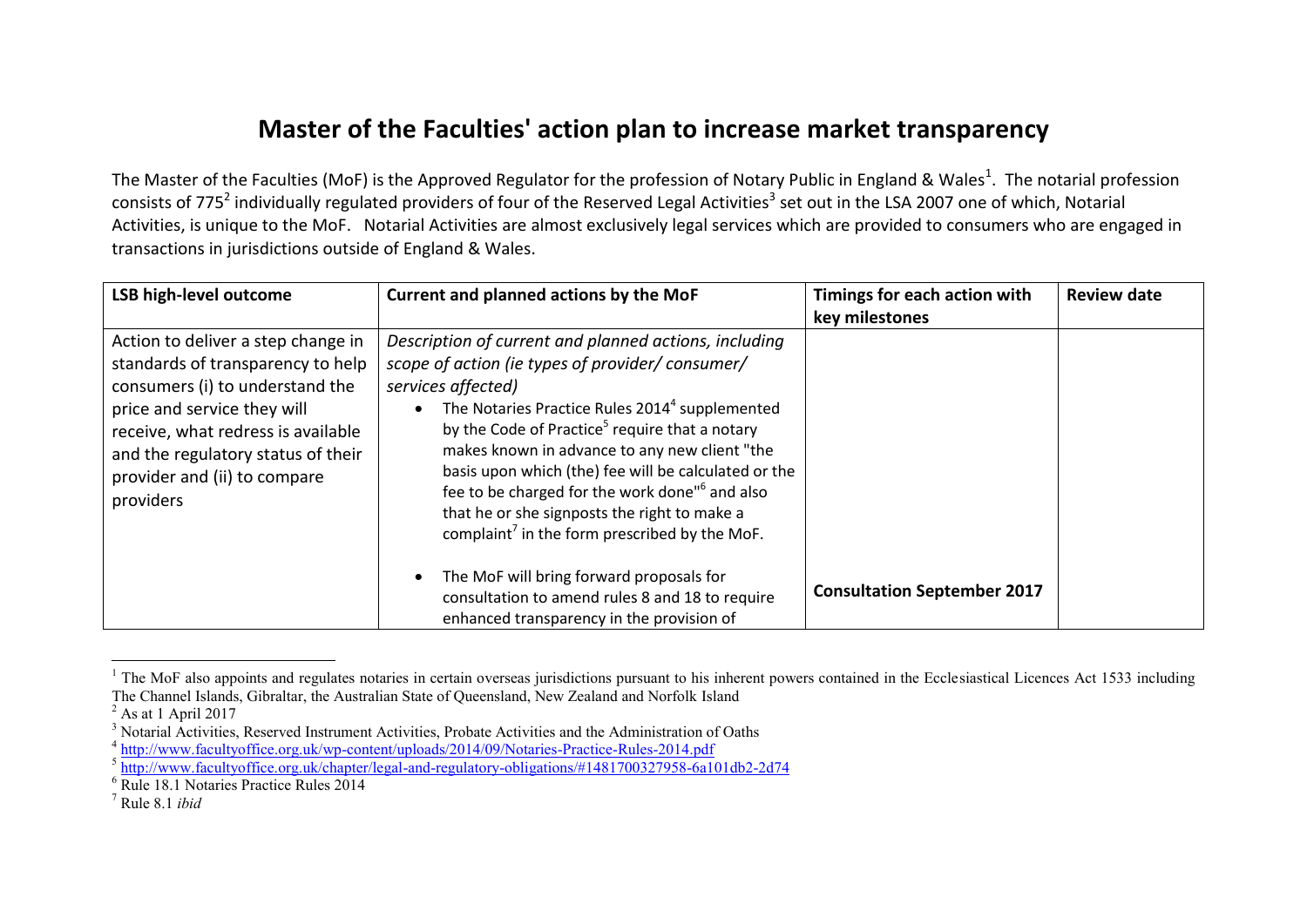# Master of the Faculties' action plan to increase market transparency

The Master of the Faculties (MoF) is the Approved Regulator for the profession of Notary Public in England & Wales[1]. The notarial profession consists of 775[2] individually regulated providers of four of the Reserved Legal Activities[3] set out in the LSA 2007 one of which, Notarial Activities, is unique to the MoF. Notarial Activities are almost exclusively legal services which are provided to consumers who are engaged in transactions in jurisdictions outside of England & Wales.

| LSB high-level outcome | Current and planned actions by the MoF | Timings for each action with key milestones | Review date |
|---|---|---|---|
| Action to deliver a step change in standards of transparency to help consumers (i) to understand the price and service they will receive, what redress is available and the regulatory status of their provider and (ii) to compare providers | *Description of current and planned actions, including scope of action (ie types of provider/ consumer/ services affected)*<br>• The Notaries Practice Rules 2014[4] supplemented by the Code of Practice[5] require that a notary makes known in advance to any new client "the basis upon which (the) fee will be calculated or the fee to be charged for the work done"[6] and also that he or she signposts the right to make a complaint[7] in the form prescribed by the MoF.<br>• The MoF will bring forward proposals for consultation to amend rules 8 and 18 to require enhanced transparency in the provision of | **Consultation September 2017** | |

[1] The MoF also appoints and regulates notaries in certain overseas jurisdictions pursuant to his inherent powers contained in the Ecclesiastical Licences Act 1533 including The Channel Islands, Gibraltar, the Australian State of Queensland, New Zealand and Norfolk Island

[2] As at 1 April 2017

[3] Notarial Activities, Reserved Instrument Activities, Probate Activities and the Administration of Oaths

[4] http://www.facultyoffice.org.uk/wp-content/uploads/2014/09/Notaries-Practice-Rules-2014.pdf

[5] http://www.facultyoffice.org.uk/chapter/legal-and-regulatory-obligations/#1481700327958-6a101db2-2d74

[6] Rule 18.1 Notaries Practice Rules 2014

[7] Rule 8.1 *ibid*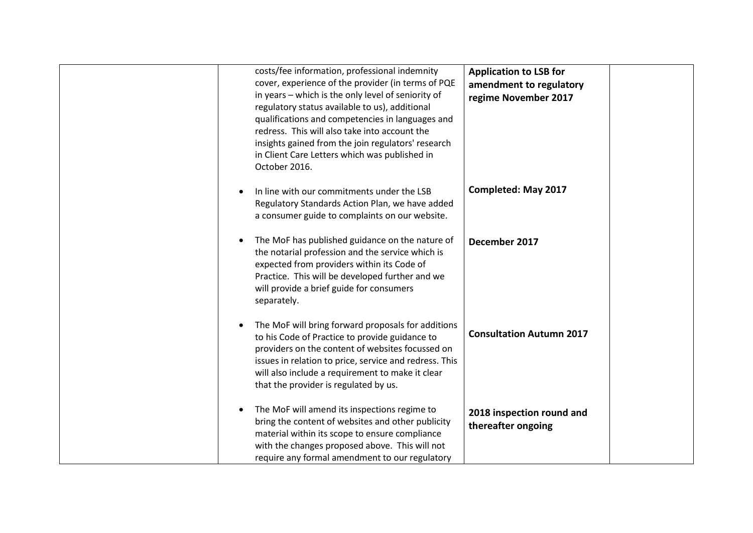|  |  |  |  |
|---|---|---|---|
|  | costs/fee information, professional indemnity cover, experience of the provider (in terms of PQE in years – which is the only level of seniority of regulatory status available to us), additional qualifications and competencies in languages and redress. This will also take into account the insights gained from the join regulators' research in Client Care Letters which was published in October 2016. | **Application to LSB for amendment to regulatory regime November 2017** |  |
|  | • In line with our commitments under the LSB Regulatory Standards Action Plan, we have added a consumer guide to complaints on our website. | **Completed: May 2017** |  |
|  | • The MoF has published guidance on the nature of the notarial profession and the service which is expected from providers within its Code of Practice. This will be developed further and we will provide a brief guide for consumers separately. | **December 2017** |  |
|  | • The MoF will bring forward proposals for additions to his Code of Practice to provide guidance to providers on the content of websites focussed on issues in relation to price, service and redress. This will also include a requirement to make it clear that the provider is regulated by us. | **Consultation Autumn 2017** |  |
|  | • The MoF will amend its inspections regime to bring the content of websites and other publicity material within its scope to ensure compliance with the changes proposed above. This will not require any formal amendment to our regulatory | **2018 inspection round and thereafter ongoing** |  |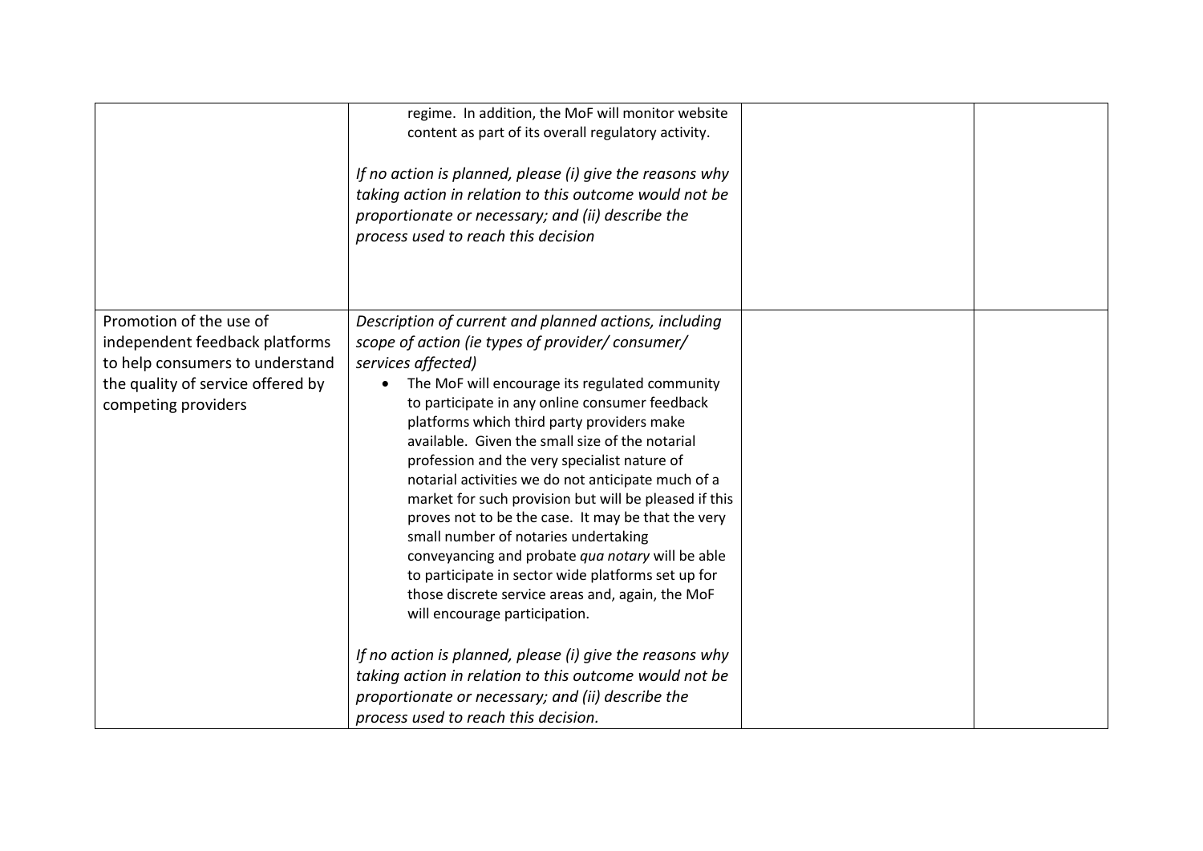| | | | |
|---|---|---|---|
| | regime. In addition, the MoF will monitor website content as part of its overall regulatory activity.<br><br>*If no action is planned, please (i) give the reasons why taking action in relation to this outcome would not be proportionate or necessary; and (ii) describe the process used to reach this decision* | | |
| Promotion of the use of independent feedback platforms to help consumers to understand the quality of service offered by competing providers | *Description of current and planned actions, including scope of action (ie types of provider/ consumer/ services affected)*<br>• The MoF will encourage its regulated community to participate in any online consumer feedback platforms which third party providers make available. Given the small size of the notarial profession and the very specialist nature of notarial activities we do not anticipate much of a market for such provision but will be pleased if this proves not to be the case. It may be that the very small number of notaries undertaking conveyancing and probate *qua notary* will be able to participate in sector wide platforms set up for those discrete service areas and, again, the MoF will encourage participation.<br><br>*If no action is planned, please (i) give the reasons why taking action in relation to this outcome would not be proportionate or necessary; and (ii) describe the process used to reach this decision.* | | |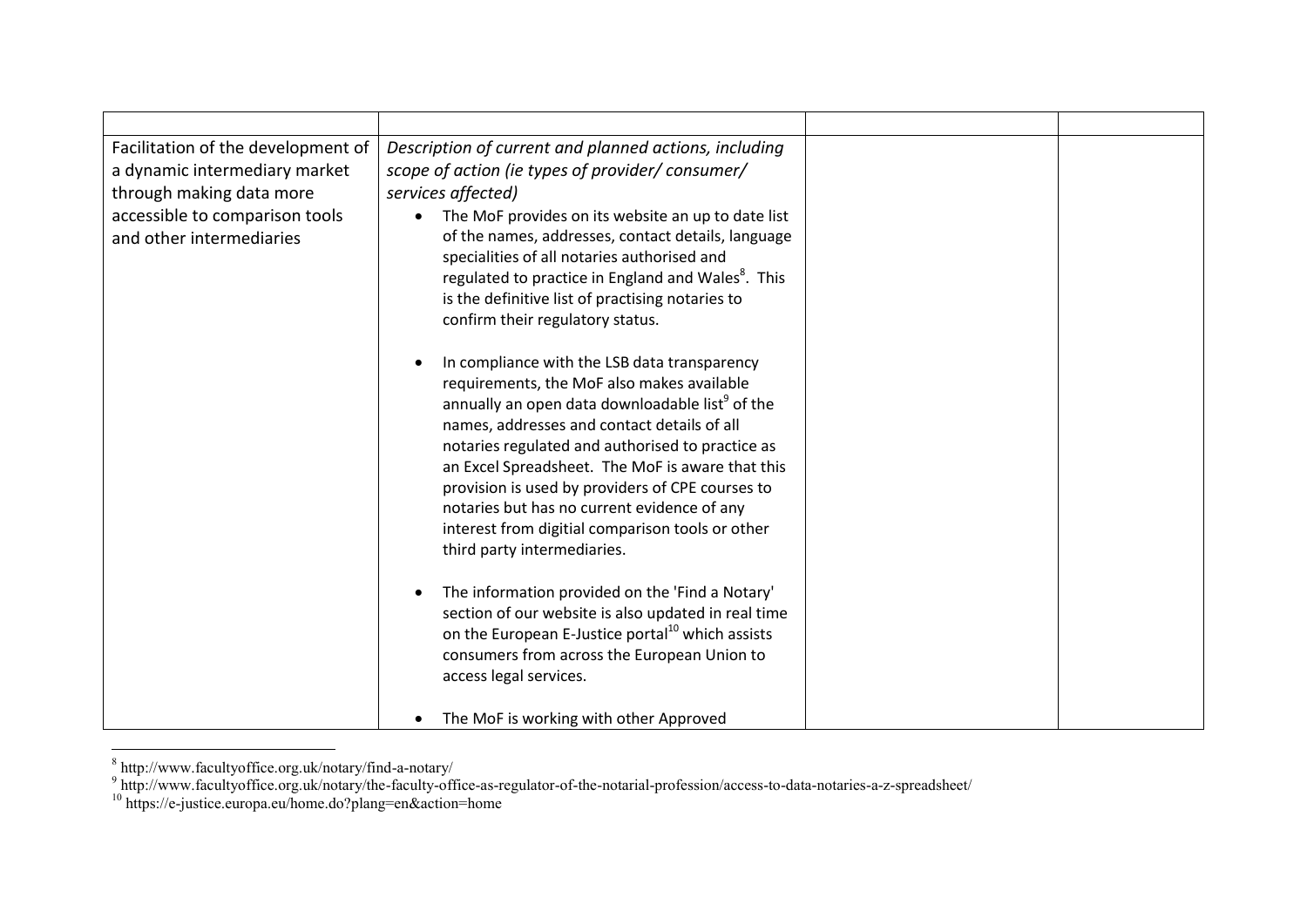|  |  |  |  |
|---|---|---|---|
| Facilitation of the development of a dynamic intermediary market through making data more accessible to comparison tools and other intermediaries | *Description of current and planned actions, including scope of action (ie types of provider/ consumer/ services affected)*<br><br>• The MoF provides on its website an up to date list of the names, addresses, contact details, language specialities of all notaries authorised and regulated to practice in England and Wales[8]. This is the definitive list of practising notaries to confirm their regulatory status.<br><br>• In compliance with the LSB data transparency requirements, the MoF also makes available annually an open data downloadable list[9] of the names, addresses and contact details of all notaries regulated and authorised to practice as an Excel Spreadsheet. The MoF is aware that this provision is used by providers of CPE courses to notaries but has no current evidence of any interest from digitial comparison tools or other third party intermediaries.<br><br>• The information provided on the 'Find a Notary' section of our website is also updated in real time on the European E-Justice portal[10] which assists consumers from across the European Union to access legal services.<br><br>• The MoF is working with other Approved |  |  |

[8] http://www.facultyoffice.org.uk/notary/find-a-notary/

[9] http://www.facultyoffice.org.uk/notary/the-faculty-office-as-regulator-of-the-notarial-profession/access-to-data-notaries-a-z-spreadsheet/

[10] https://e-justice.europa.eu/home.do?plang=en&action=home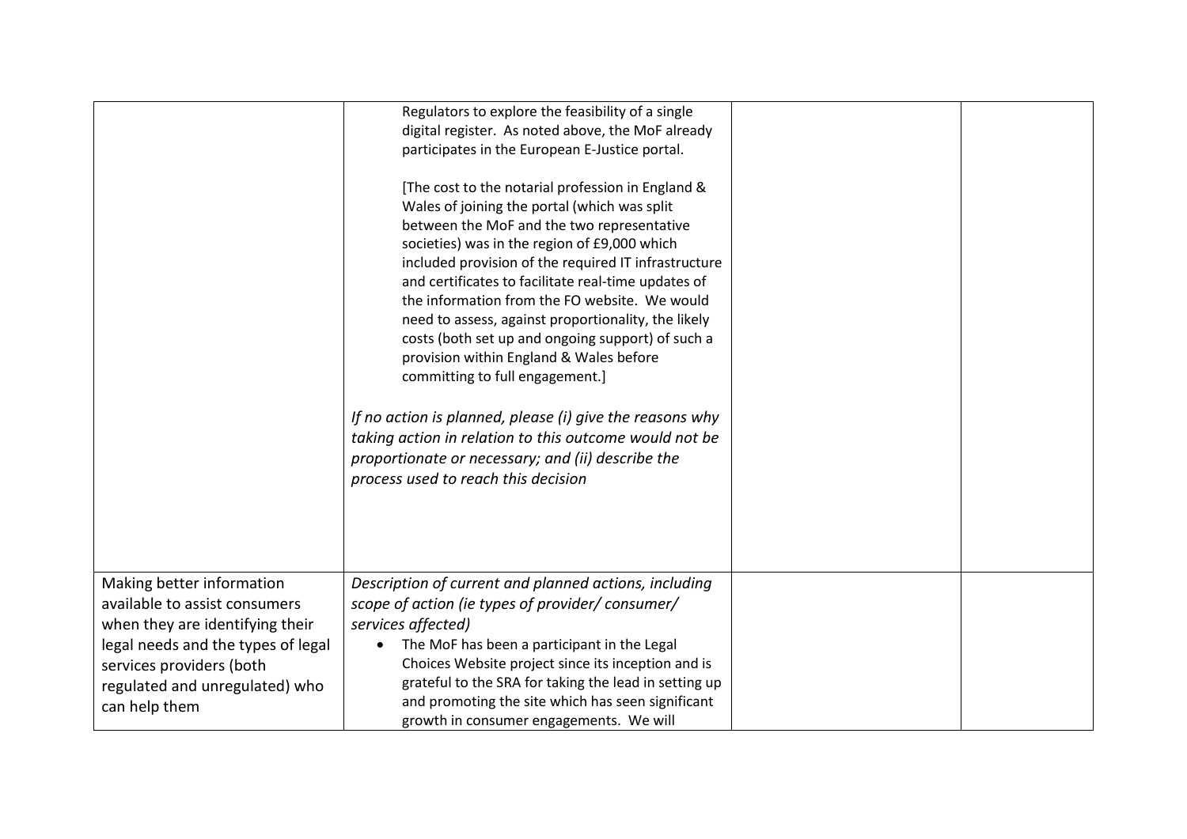|  |  |  |  |
|---|---|---|---|
|  | Regulators to explore the feasibility of a single digital register. As noted above, the MoF already participates in the European E-Justice portal.<br><br>[The cost to the notarial profession in England & Wales of joining the portal (which was split between the MoF and the two representative societies) was in the region of £9,000 which included provision of the required IT infrastructure and certificates to facilitate real-time updates of the information from the FO website. We would need to assess, against proportionality, the likely costs (both set up and ongoing support) of such a provision within England & Wales before committing to full engagement.]<br><br>*If no action is planned, please (i) give the reasons why taking action in relation to this outcome would not be proportionate or necessary; and (ii) describe the process used to reach this decision* |  |  |
| Making better information available to assist consumers when they are identifying their legal needs and the types of legal services providers (both regulated and unregulated) who can help them | *Description of current and planned actions, including scope of action (ie types of provider/ consumer/ services affected)*<br><br>• The MoF has been a participant in the Legal Choices Website project since its inception and is grateful to the SRA for taking the lead in setting up and promoting the site which has seen significant growth in consumer engagements. We will |  |  |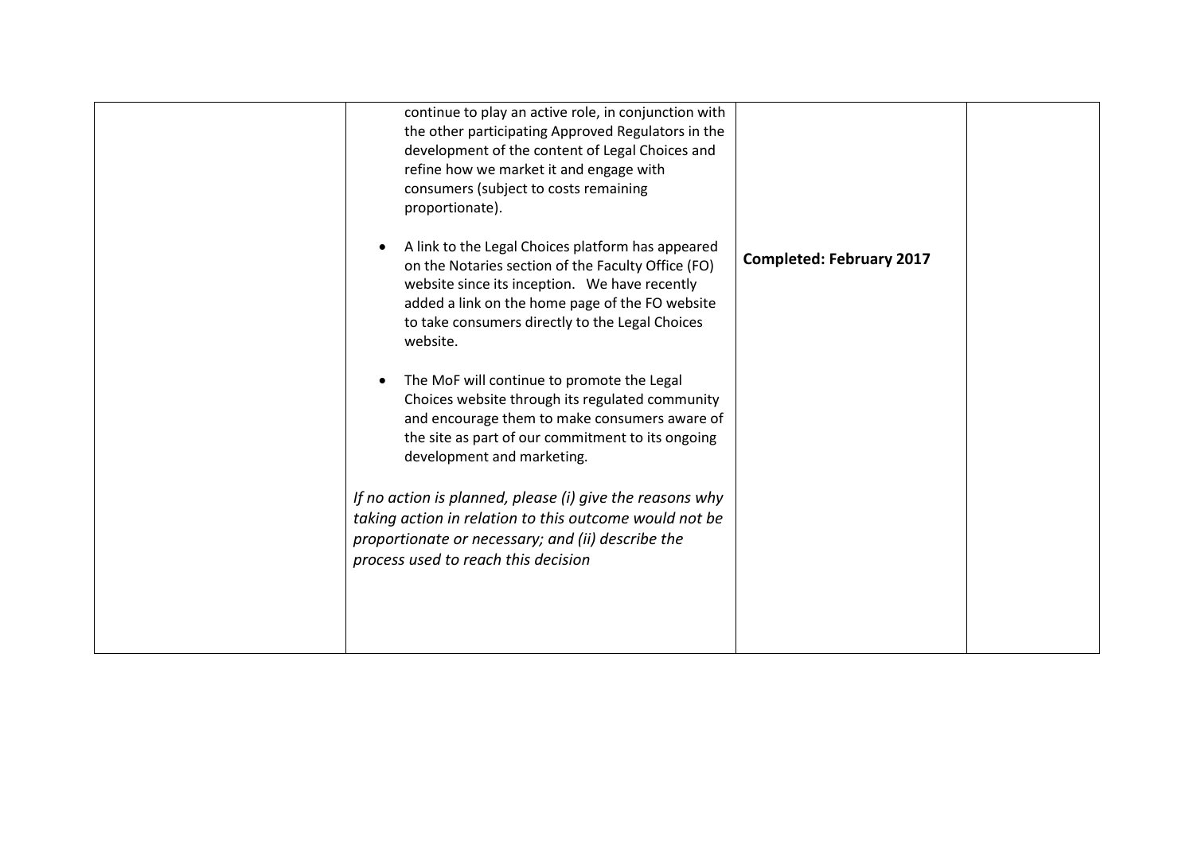| | | | |
|---|---|---|---|
| | continue to play an active role, in conjunction with the other participating Approved Regulators in the development of the content of Legal Choices and refine how we market it and engage with consumers (subject to costs remaining proportionate).<br><br>• A link to the Legal Choices platform has appeared on the Notaries section of the Faculty Office (FO) website since its inception. We have recently added a link on the home page of the FO website to take consumers directly to the Legal Choices website.<br><br>• The MoF will continue to promote the Legal Choices website through its regulated community and encourage them to make consumers aware of the site as part of our commitment to its ongoing development and marketing.<br><br>*If no action is planned, please (i) give the reasons why taking action in relation to this outcome would not be proportionate or necessary; and (ii) describe the process used to reach this decision* | **Completed: February 2017** | |